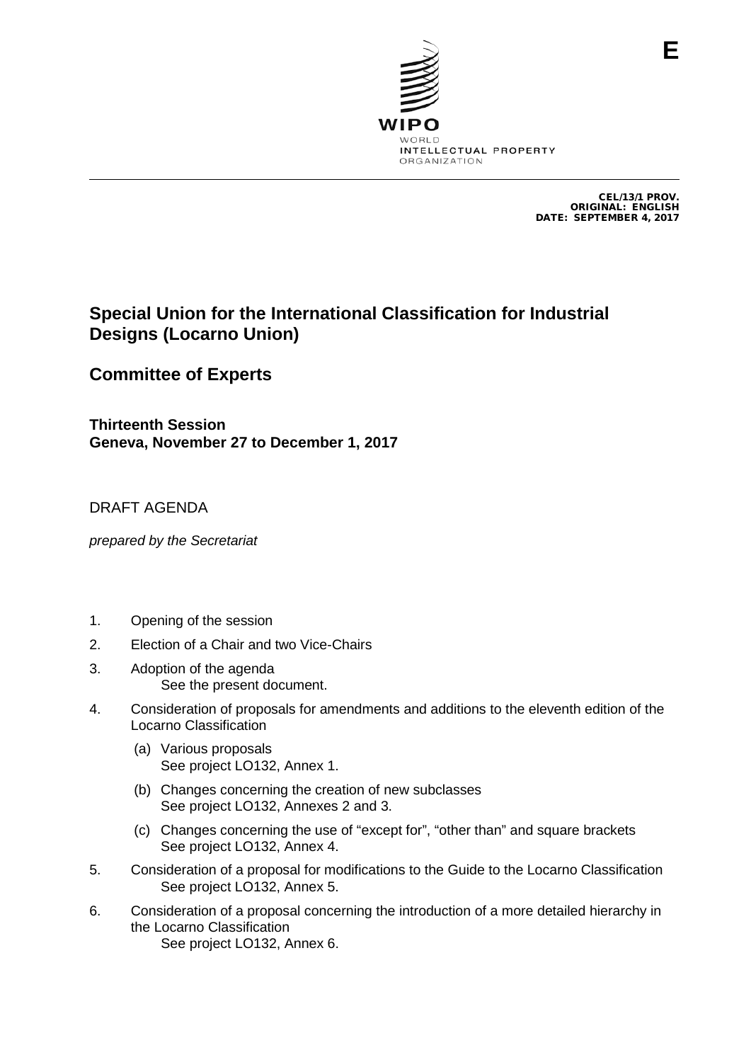E

WIPO
WORLD
INTELLECTUAL PROPERTY
ORGANIZATION

CEL/13/1 PROV.
ORIGINAL: ENGLISH
DATE: SEPTEMBER 4, 2017

# Special Union for the International Classification for Industrial Designs (Locarno Union)

## Committee of Experts

**Thirteenth Session**
**Geneva, November 27 to December 1, 2017**

DRAFT AGENDA

*prepared by the Secretariat*

1. Opening of the session
2. Election of a Chair and two Vice-Chairs
3. Adoption of the agenda
   See the present document.
4. Consideration of proposals for amendments and additions to the eleventh edition of the Locarno Classification
   (a) Various proposals
   See project LO132, Annex 1.
   (b) Changes concerning the creation of new subclasses
   See project LO132, Annexes 2 and 3.
   (c) Changes concerning the use of “except for”, “other than” and square brackets
   See project LO132, Annex 4.
5. Consideration of a proposal for modifications to the Guide to the Locarno Classification
   See project LO132, Annex 5.
6. Consideration of a proposal concerning the introduction of a more detailed hierarchy in the Locarno Classification
   See project LO132, Annex 6.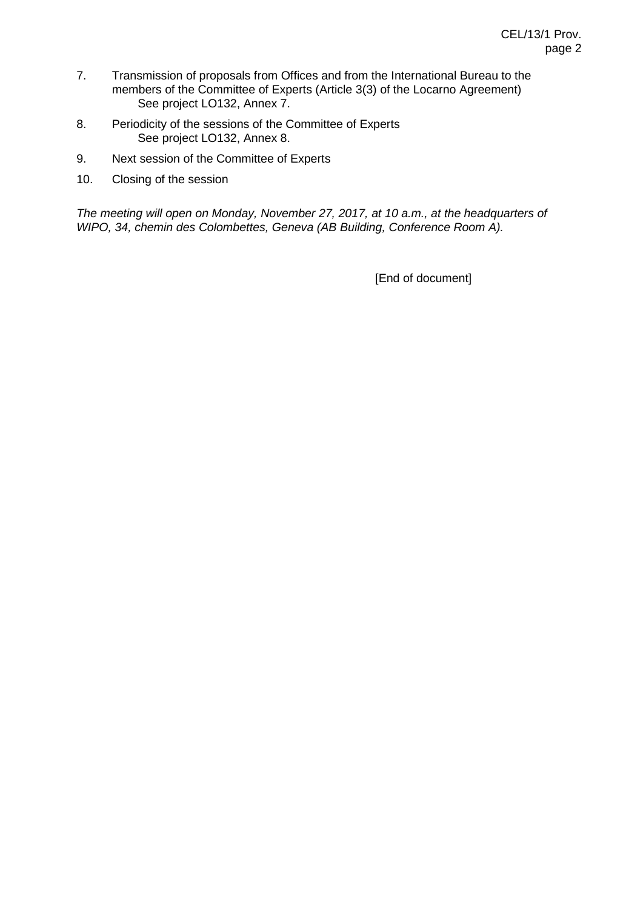7. Transmission of proposals from Offices and from the International Bureau to the members of the Committee of Experts (Article 3(3) of the Locarno Agreement)
   See project LO132, Annex 7.

8. Periodicity of the sessions of the Committee of Experts
   See project LO132, Annex 8.

9. Next session of the Committee of Experts

10. Closing of the session

*The meeting will open on Monday, November 27, 2017, at 10 a.m., at the headquarters of WIPO, 34, chemin des Colombettes, Geneva (AB Building, Conference Room A).*

[End of document]